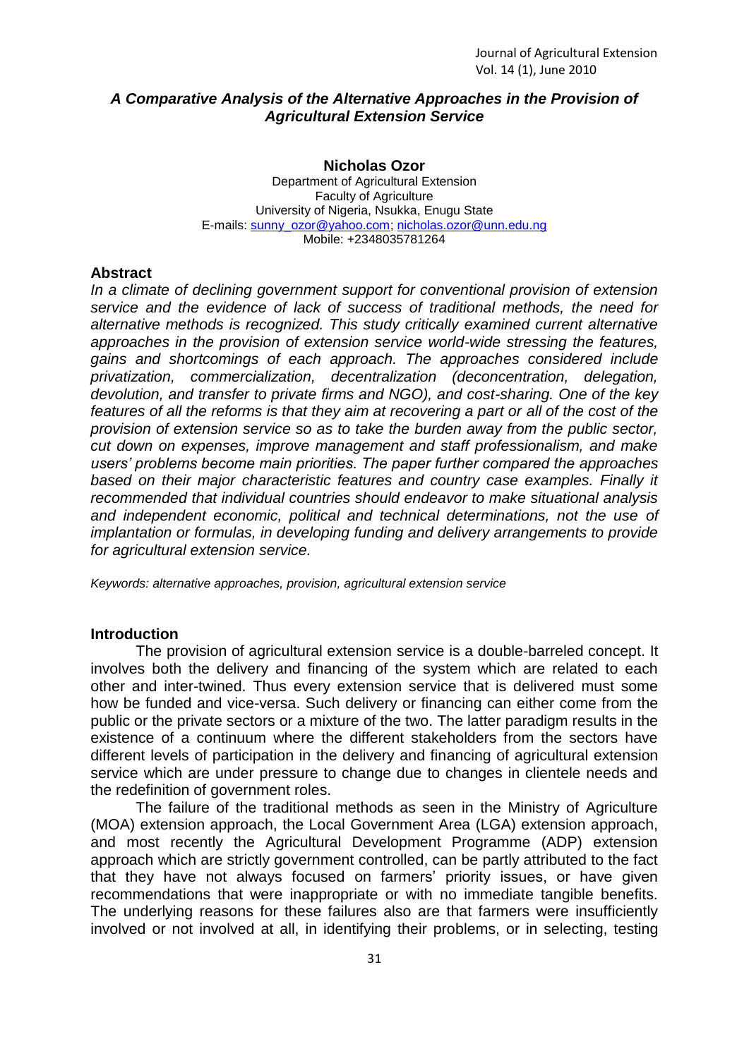## *A Comparative Analysis of the Alternative Approaches in the Provision of Agricultural Extension Service*

**Nicholas Ozor**

Department of Agricultural Extension
Faculty of Agriculture
University of Nigeria, Nsukka, Enugu State
E-mails: sunny_ozor@yahoo.com; nicholas.ozor@unn.edu.ng
Mobile: +2348035781264

### Abstract

*In a climate of declining government support for conventional provision of extension service and the evidence of lack of success of traditional methods, the need for alternative methods is recognized. This study critically examined current alternative approaches in the provision of extension service world-wide stressing the features, gains and shortcomings of each approach. The approaches considered include privatization, commercialization, decentralization (deconcentration, delegation, devolution, and transfer to private firms and NGO), and cost-sharing. One of the key features of all the reforms is that they aim at recovering a part or all of the cost of the provision of extension service so as to take the burden away from the public sector, cut down on expenses, improve management and staff professionalism, and make users' problems become main priorities. The paper further compared the approaches based on their major characteristic features and country case examples. Finally it recommended that individual countries should endeavor to make situational analysis and independent economic, political and technical determinations, not the use of implantation or formulas, in developing funding and delivery arrangements to provide for agricultural extension service.*

*Keywords: alternative approaches, provision, agricultural extension service*

### Introduction

The provision of agricultural extension service is a double-barreled concept. It involves both the delivery and financing of the system which are related to each other and inter-twined. Thus every extension service that is delivered must some how be funded and vice-versa. Such delivery or financing can either come from the public or the private sectors or a mixture of the two. The latter paradigm results in the existence of a continuum where the different stakeholders from the sectors have different levels of participation in the delivery and financing of agricultural extension service which are under pressure to change due to changes in clientele needs and the redefinition of government roles.

The failure of the traditional methods as seen in the Ministry of Agriculture (MOA) extension approach, the Local Government Area (LGA) extension approach, and most recently the Agricultural Development Programme (ADP) extension approach which are strictly government controlled, can be partly attributed to the fact that they have not always focused on farmers' priority issues, or have given recommendations that were inappropriate or with no immediate tangible benefits. The underlying reasons for these failures also are that farmers were insufficiently involved or not involved at all, in identifying their problems, or in selecting, testing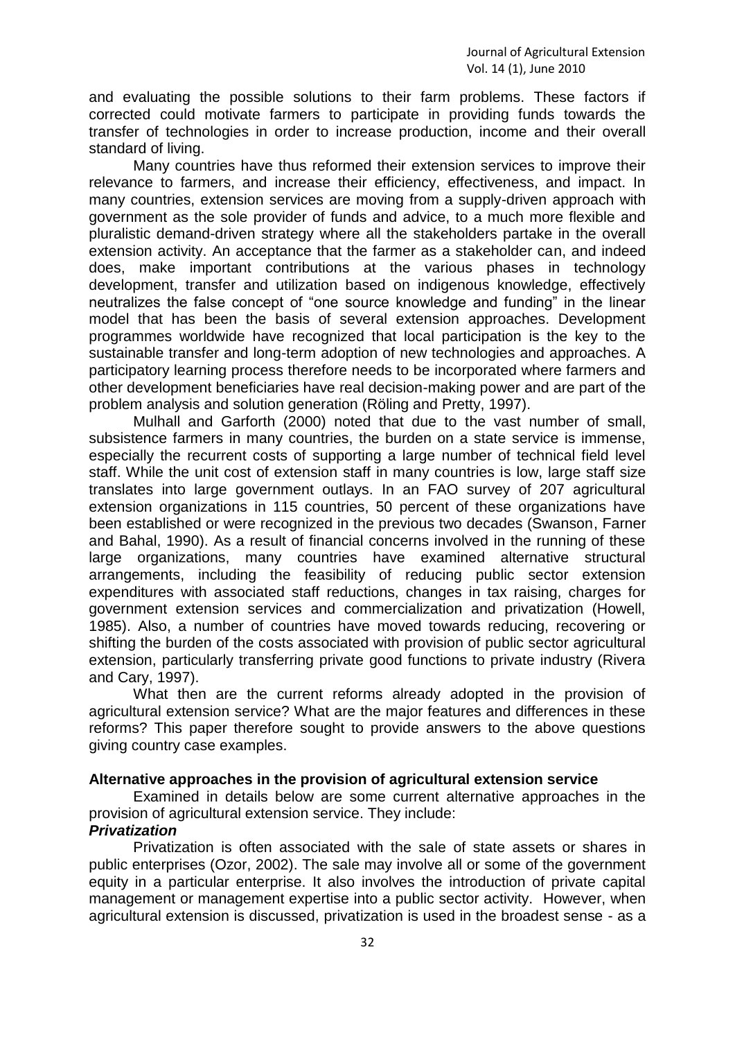and evaluating the possible solutions to their farm problems. These factors if corrected could motivate farmers to participate in providing funds towards the transfer of technologies in order to increase production, income and their overall standard of living.

Many countries have thus reformed their extension services to improve their relevance to farmers, and increase their efficiency, effectiveness, and impact. In many countries, extension services are moving from a supply-driven approach with government as the sole provider of funds and advice, to a much more flexible and pluralistic demand-driven strategy where all the stakeholders partake in the overall extension activity. An acceptance that the farmer as a stakeholder can, and indeed does, make important contributions at the various phases in technology development, transfer and utilization based on indigenous knowledge, effectively neutralizes the false concept of "one source knowledge and funding" in the linear model that has been the basis of several extension approaches. Development programmes worldwide have recognized that local participation is the key to the sustainable transfer and long-term adoption of new technologies and approaches. A participatory learning process therefore needs to be incorporated where farmers and other development beneficiaries have real decision-making power and are part of the problem analysis and solution generation (Röling and Pretty, 1997).

Mulhall and Garforth (2000) noted that due to the vast number of small, subsistence farmers in many countries, the burden on a state service is immense, especially the recurrent costs of supporting a large number of technical field level staff. While the unit cost of extension staff in many countries is low, large staff size translates into large government outlays. In an FAO survey of 207 agricultural extension organizations in 115 countries, 50 percent of these organizations have been established or were recognized in the previous two decades (Swanson, Farner and Bahal, 1990). As a result of financial concerns involved in the running of these large organizations, many countries have examined alternative structural arrangements, including the feasibility of reducing public sector extension expenditures with associated staff reductions, changes in tax raising, charges for government extension services and commercialization and privatization (Howell, 1985). Also, a number of countries have moved towards reducing, recovering or shifting the burden of the costs associated with provision of public sector agricultural extension, particularly transferring private good functions to private industry (Rivera and Cary, 1997).

What then are the current reforms already adopted in the provision of agricultural extension service? What are the major features and differences in these reforms? This paper therefore sought to provide answers to the above questions giving country case examples.

**Alternative approaches in the provision of agricultural extension service**

Examined in details below are some current alternative approaches in the provision of agricultural extension service. They include:

***Privatization***

Privatization is often associated with the sale of state assets or shares in public enterprises (Ozor, 2002). The sale may involve all or some of the government equity in a particular enterprise. It also involves the introduction of private capital management or management expertise into a public sector activity. However, when agricultural extension is discussed, privatization is used in the broadest sense - as a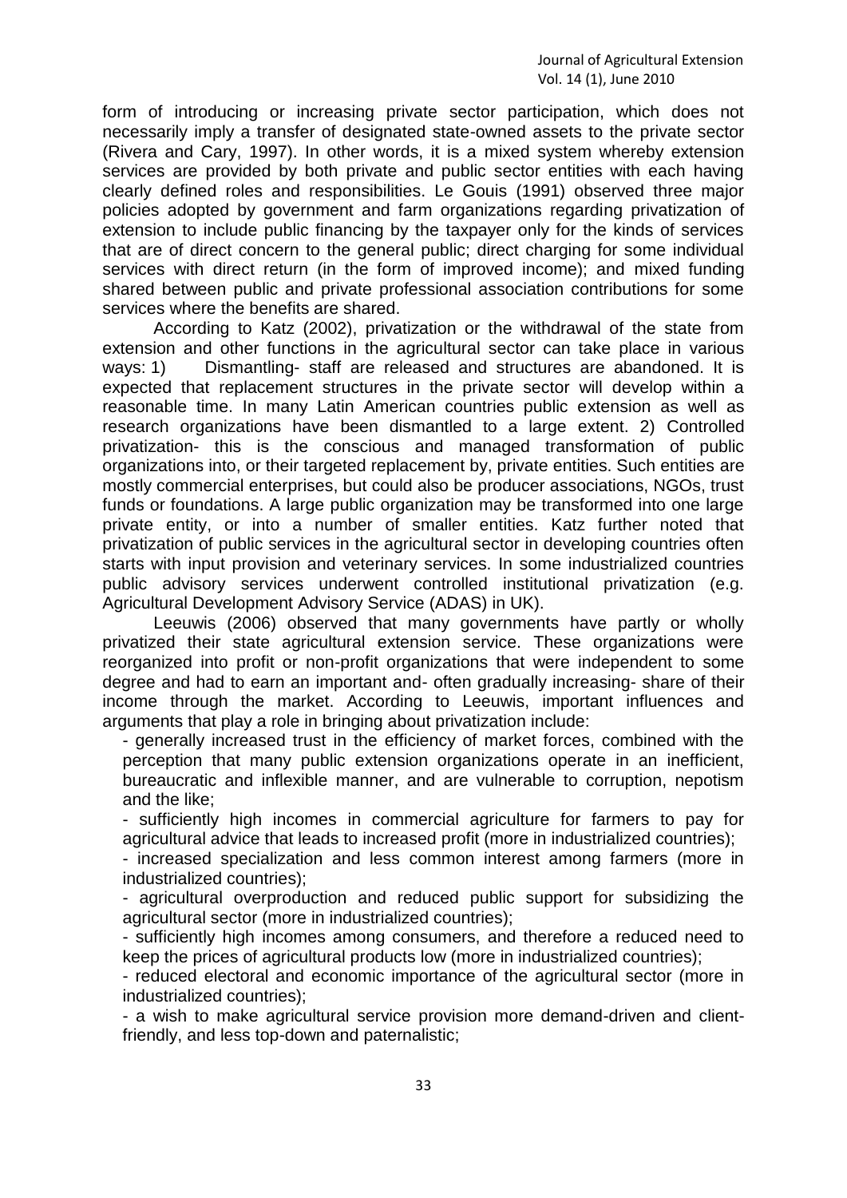form of introducing or increasing private sector participation, which does not necessarily imply a transfer of designated state-owned assets to the private sector (Rivera and Cary, 1997). In other words, it is a mixed system whereby extension services are provided by both private and public sector entities with each having clearly defined roles and responsibilities. Le Gouis (1991) observed three major policies adopted by government and farm organizations regarding privatization of extension to include public financing by the taxpayer only for the kinds of services that are of direct concern to the general public; direct charging for some individual services with direct return (in the form of improved income); and mixed funding shared between public and private professional association contributions for some services where the benefits are shared.

According to Katz (2002), privatization or the withdrawal of the state from extension and other functions in the agricultural sector can take place in various ways: 1) Dismantling- staff are released and structures are abandoned. It is expected that replacement structures in the private sector will develop within a reasonable time. In many Latin American countries public extension as well as research organizations have been dismantled to a large extent. 2) Controlled privatization- this is the conscious and managed transformation of public organizations into, or their targeted replacement by, private entities. Such entities are mostly commercial enterprises, but could also be producer associations, NGOs, trust funds or foundations. A large public organization may be transformed into one large private entity, or into a number of smaller entities. Katz further noted that privatization of public services in the agricultural sector in developing countries often starts with input provision and veterinary services. In some industrialized countries public advisory services underwent controlled institutional privatization (e.g. Agricultural Development Advisory Service (ADAS) in UK).

Leeuwis (2006) observed that many governments have partly or wholly privatized their state agricultural extension service. These organizations were reorganized into profit or non-profit organizations that were independent to some degree and had to earn an important and- often gradually increasing- share of their income through the market. According to Leeuwis, important influences and arguments that play a role in bringing about privatization include:

- generally increased trust in the efficiency of market forces, combined with the perception that many public extension organizations operate in an inefficient, bureaucratic and inflexible manner, and are vulnerable to corruption, nepotism and the like;
- sufficiently high incomes in commercial agriculture for farmers to pay for agricultural advice that leads to increased profit (more in industrialized countries);
- increased specialization and less common interest among farmers (more in industrialized countries);
- agricultural overproduction and reduced public support for subsidizing the agricultural sector (more in industrialized countries);
- sufficiently high incomes among consumers, and therefore a reduced need to keep the prices of agricultural products low (more in industrialized countries);
- reduced electoral and economic importance of the agricultural sector (more in industrialized countries);
- a wish to make agricultural service provision more demand-driven and client-friendly, and less top-down and paternalistic;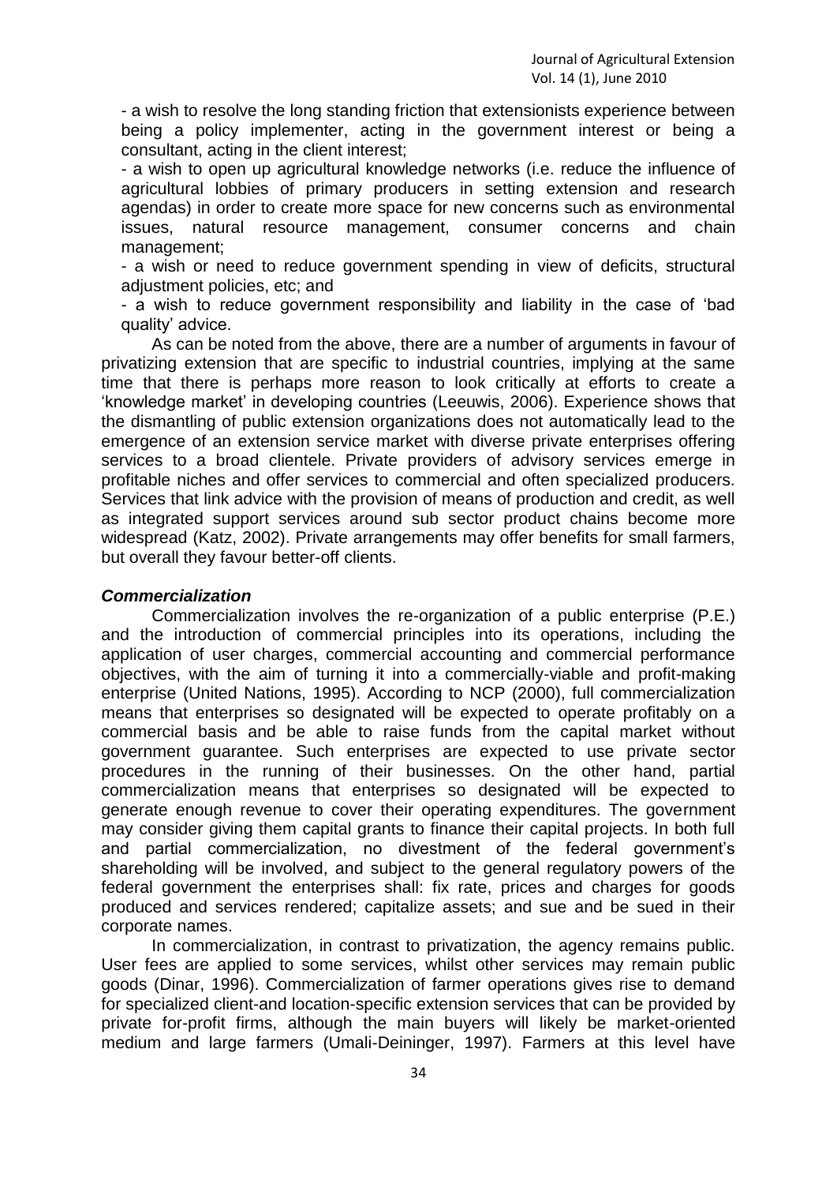- a wish to resolve the long standing friction that extensionists experience between being a policy implementer, acting in the government interest or being a consultant, acting in the client interest;

- a wish to open up agricultural knowledge networks (i.e. reduce the influence of agricultural lobbies of primary producers in setting extension and research agendas) in order to create more space for new concerns such as environmental issues, natural resource management, consumer concerns and chain management;

- a wish or need to reduce government spending in view of deficits, structural adjustment policies, etc; and

- a wish to reduce government responsibility and liability in the case of 'bad quality' advice.

As can be noted from the above, there are a number of arguments in favour of privatizing extension that are specific to industrial countries, implying at the same time that there is perhaps more reason to look critically at efforts to create a 'knowledge market' in developing countries (Leeuwis, 2006). Experience shows that the dismantling of public extension organizations does not automatically lead to the emergence of an extension service market with diverse private enterprises offering services to a broad clientele. Private providers of advisory services emerge in profitable niches and offer services to commercial and often specialized producers. Services that link advice with the provision of means of production and credit, as well as integrated support services around sub sector product chains become more widespread (Katz, 2002). Private arrangements may offer benefits for small farmers, but overall they favour better-off clients.

### *Commercialization*

Commercialization involves the re-organization of a public enterprise (P.E.) and the introduction of commercial principles into its operations, including the application of user charges, commercial accounting and commercial performance objectives, with the aim of turning it into a commercially-viable and profit-making enterprise (United Nations, 1995). According to NCP (2000), full commercialization means that enterprises so designated will be expected to operate profitably on a commercial basis and be able to raise funds from the capital market without government guarantee. Such enterprises are expected to use private sector procedures in the running of their businesses. On the other hand, partial commercialization means that enterprises so designated will be expected to generate enough revenue to cover their operating expenditures. The government may consider giving them capital grants to finance their capital projects. In both full and partial commercialization, no divestment of the federal government's shareholding will be involved, and subject to the general regulatory powers of the federal government the enterprises shall: fix rate, prices and charges for goods produced and services rendered; capitalize assets; and sue and be sued in their corporate names.

In commercialization, in contrast to privatization, the agency remains public. User fees are applied to some services, whilst other services may remain public goods (Dinar, 1996). Commercialization of farmer operations gives rise to demand for specialized client-and location-specific extension services that can be provided by private for-profit firms, although the main buyers will likely be market-oriented medium and large farmers (Umali-Deininger, 1997). Farmers at this level have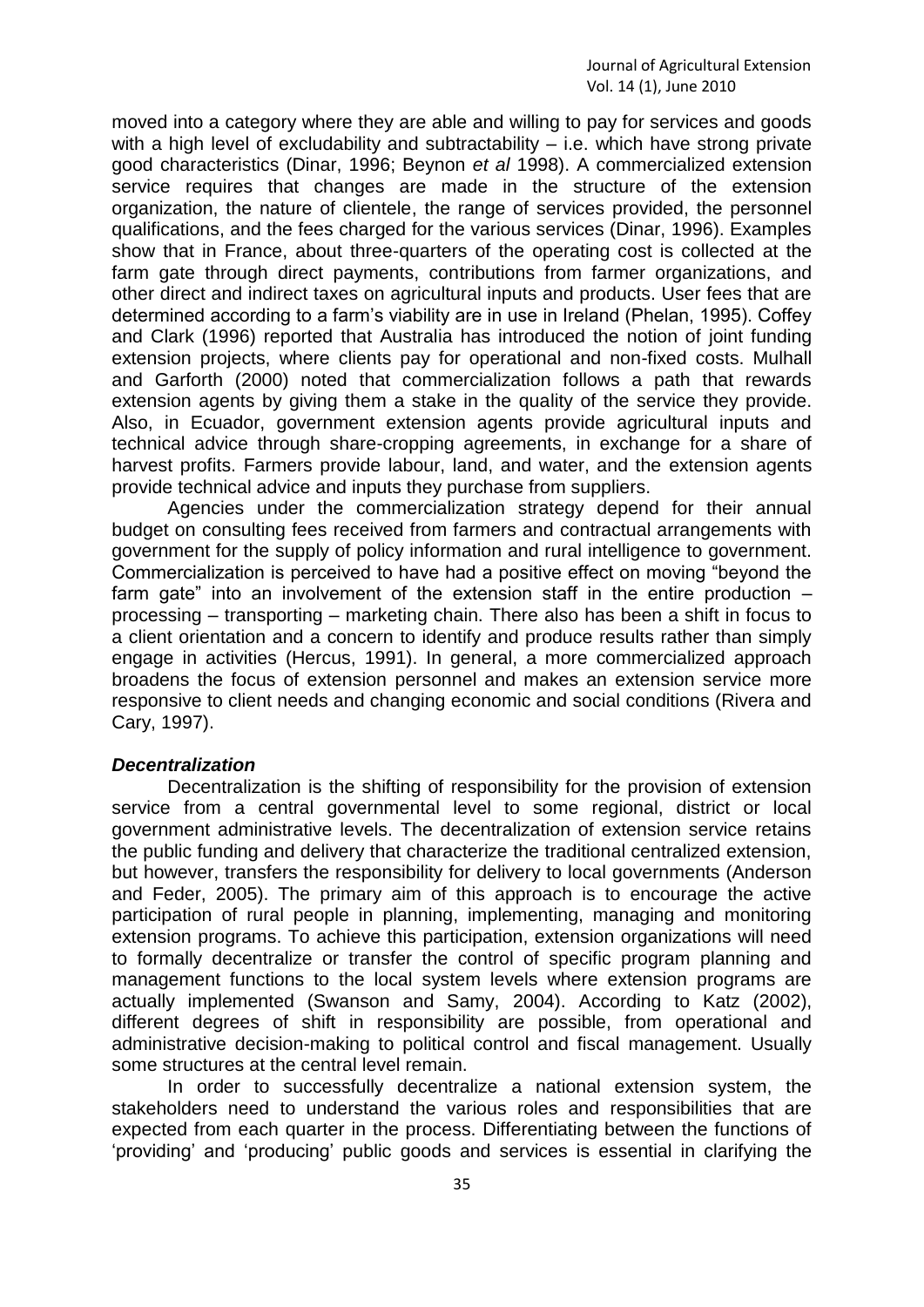moved into a category where they are able and willing to pay for services and goods with a high level of excludability and subtractability – i.e. which have strong private good characteristics (Dinar, 1996; Beynon *et al* 1998). A commercialized extension service requires that changes are made in the structure of the extension organization, the nature of clientele, the range of services provided, the personnel qualifications, and the fees charged for the various services (Dinar, 1996). Examples show that in France, about three-quarters of the operating cost is collected at the farm gate through direct payments, contributions from farmer organizations, and other direct and indirect taxes on agricultural inputs and products. User fees that are determined according to a farm's viability are in use in Ireland (Phelan, 1995). Coffey and Clark (1996) reported that Australia has introduced the notion of joint funding extension projects, where clients pay for operational and non-fixed costs. Mulhall and Garforth (2000) noted that commercialization follows a path that rewards extension agents by giving them a stake in the quality of the service they provide. Also, in Ecuador, government extension agents provide agricultural inputs and technical advice through share-cropping agreements, in exchange for a share of harvest profits. Farmers provide labour, land, and water, and the extension agents provide technical advice and inputs they purchase from suppliers.

Agencies under the commercialization strategy depend for their annual budget on consulting fees received from farmers and contractual arrangements with government for the supply of policy information and rural intelligence to government. Commercialization is perceived to have had a positive effect on moving "beyond the farm gate" into an involvement of the extension staff in the entire production – processing – transporting – marketing chain. There also has been a shift in focus to a client orientation and a concern to identify and produce results rather than simply engage in activities (Hercus, 1991). In general, a more commercialized approach broadens the focus of extension personnel and makes an extension service more responsive to client needs and changing economic and social conditions (Rivera and Cary, 1997).

***Decentralization***

Decentralization is the shifting of responsibility for the provision of extension service from a central governmental level to some regional, district or local government administrative levels. The decentralization of extension service retains the public funding and delivery that characterize the traditional centralized extension, but however, transfers the responsibility for delivery to local governments (Anderson and Feder, 2005). The primary aim of this approach is to encourage the active participation of rural people in planning, implementing, managing and monitoring extension programs. To achieve this participation, extension organizations will need to formally decentralize or transfer the control of specific program planning and management functions to the local system levels where extension programs are actually implemented (Swanson and Samy, 2004). According to Katz (2002), different degrees of shift in responsibility are possible, from operational and administrative decision-making to political control and fiscal management. Usually some structures at the central level remain.

In order to successfully decentralize a national extension system, the stakeholders need to understand the various roles and responsibilities that are expected from each quarter in the process. Differentiating between the functions of 'providing' and 'producing' public goods and services is essential in clarifying the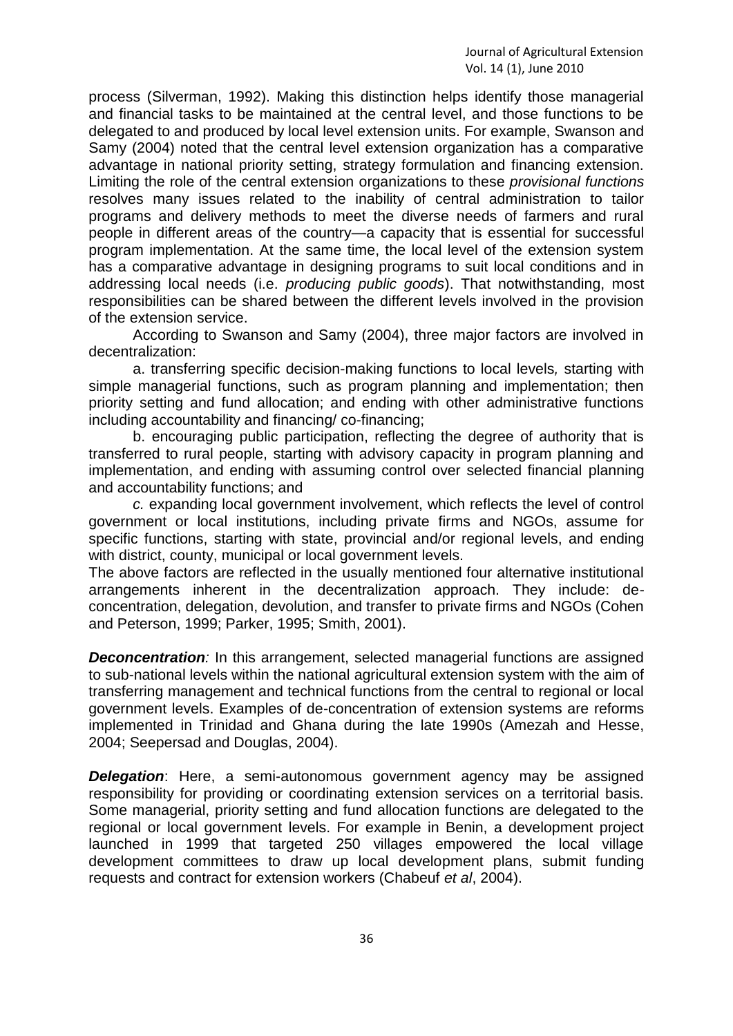process (Silverman, 1992). Making this distinction helps identify those managerial and financial tasks to be maintained at the central level, and those functions to be delegated to and produced by local level extension units. For example, Swanson and Samy (2004) noted that the central level extension organization has a comparative advantage in national priority setting, strategy formulation and financing extension. Limiting the role of the central extension organizations to these *provisional functions* resolves many issues related to the inability of central administration to tailor programs and delivery methods to meet the diverse needs of farmers and rural people in different areas of the country—a capacity that is essential for successful program implementation. At the same time, the local level of the extension system has a comparative advantage in designing programs to suit local conditions and in addressing local needs (i.e. *producing public goods*). That notwithstanding, most responsibilities can be shared between the different levels involved in the provision of the extension service.

According to Swanson and Samy (2004), three major factors are involved in decentralization:

a. transferring specific decision-making functions to local levels*,* starting with simple managerial functions, such as program planning and implementation; then priority setting and fund allocation; and ending with other administrative functions including accountability and financing/ co-financing;

b. encouraging public participation, reflecting the degree of authority that is transferred to rural people, starting with advisory capacity in program planning and implementation, and ending with assuming control over selected financial planning and accountability functions; and

*c.* expanding local government involvement, which reflects the level of control government or local institutions, including private firms and NGOs, assume for specific functions, starting with state, provincial and/or regional levels, and ending with district, county, municipal or local government levels.

The above factors are reflected in the usually mentioned four alternative institutional arrangements inherent in the decentralization approach. They include: de-concentration, delegation, devolution, and transfer to private firms and NGOs (Cohen and Peterson, 1999; Parker, 1995; Smith, 2001).

***Deconcentration****:* In this arrangement, selected managerial functions are assigned to sub-national levels within the national agricultural extension system with the aim of transferring management and technical functions from the central to regional or local government levels. Examples of de-concentration of extension systems are reforms implemented in Trinidad and Ghana during the late 1990s (Amezah and Hesse, 2004; Seepersad and Douglas, 2004).

***Delegation***: Here, a semi-autonomous government agency may be assigned responsibility for providing or coordinating extension services on a territorial basis. Some managerial, priority setting and fund allocation functions are delegated to the regional or local government levels. For example in Benin, a development project launched in 1999 that targeted 250 villages empowered the local village development committees to draw up local development plans, submit funding requests and contract for extension workers (Chabeuf *et al*, 2004).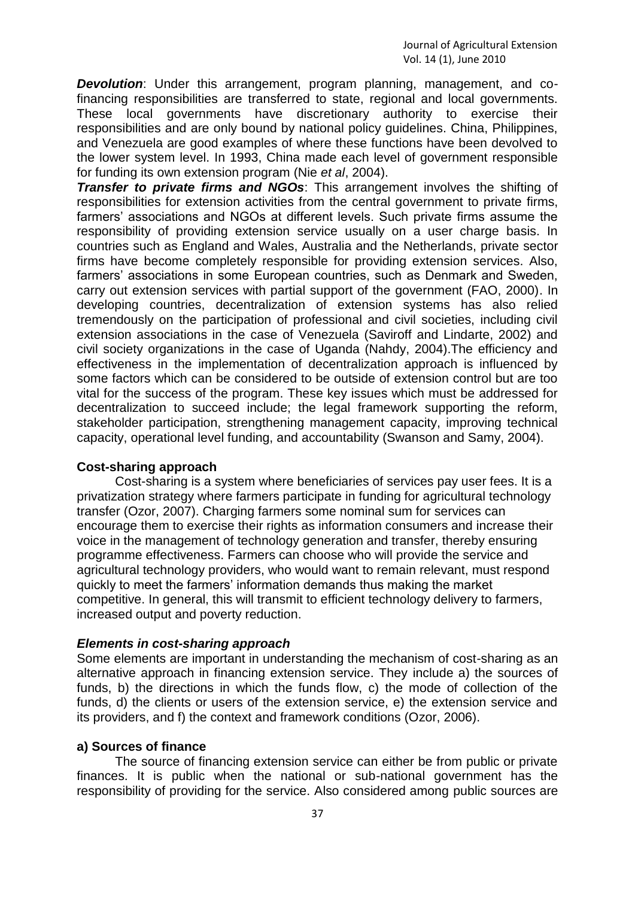***Devolution***: Under this arrangement, program planning, management, and co-financing responsibilities are transferred to state, regional and local governments. These local governments have discretionary authority to exercise their responsibilities and are only bound by national policy guidelines. China, Philippines, and Venezuela are good examples of where these functions have been devolved to the lower system level. In 1993, China made each level of government responsible for funding its own extension program (Nie *et al*, 2004).

***Transfer to private firms and NGOs***: This arrangement involves the shifting of responsibilities for extension activities from the central government to private firms, farmers' associations and NGOs at different levels. Such private firms assume the responsibility of providing extension service usually on a user charge basis. In countries such as England and Wales, Australia and the Netherlands, private sector firms have become completely responsible for providing extension services. Also, farmers' associations in some European countries, such as Denmark and Sweden, carry out extension services with partial support of the government (FAO, 2000). In developing countries, decentralization of extension systems has also relied tremendously on the participation of professional and civil societies, including civil extension associations in the case of Venezuela (Saviroff and Lindarte, 2002) and civil society organizations in the case of Uganda (Nahdy, 2004).The efficiency and effectiveness in the implementation of decentralization approach is influenced by some factors which can be considered to be outside of extension control but are too vital for the success of the program. These key issues which must be addressed for decentralization to succeed include; the legal framework supporting the reform, stakeholder participation, strengthening management capacity, improving technical capacity, operational level funding, and accountability (Swanson and Samy, 2004).

**Cost-sharing approach**

Cost-sharing is a system where beneficiaries of services pay user fees. It is a privatization strategy where farmers participate in funding for agricultural technology transfer (Ozor, 2007). Charging farmers some nominal sum for services can encourage them to exercise their rights as information consumers and increase their voice in the management of technology generation and transfer, thereby ensuring programme effectiveness. Farmers can choose who will provide the service and agricultural technology providers, who would want to remain relevant, must respond quickly to meet the farmers' information demands thus making the market competitive. In general, this will transmit to efficient technology delivery to farmers, increased output and poverty reduction.

***Elements in cost-sharing approach***

Some elements are important in understanding the mechanism of cost-sharing as an alternative approach in financing extension service. They include a) the sources of funds, b) the directions in which the funds flow, c) the mode of collection of the funds, d) the clients or users of the extension service, e) the extension service and its providers, and f) the context and framework conditions (Ozor, 2006).

**a) Sources of finance**

The source of financing extension service can either be from public or private finances. It is public when the national or sub-national government has the responsibility of providing for the service. Also considered among public sources are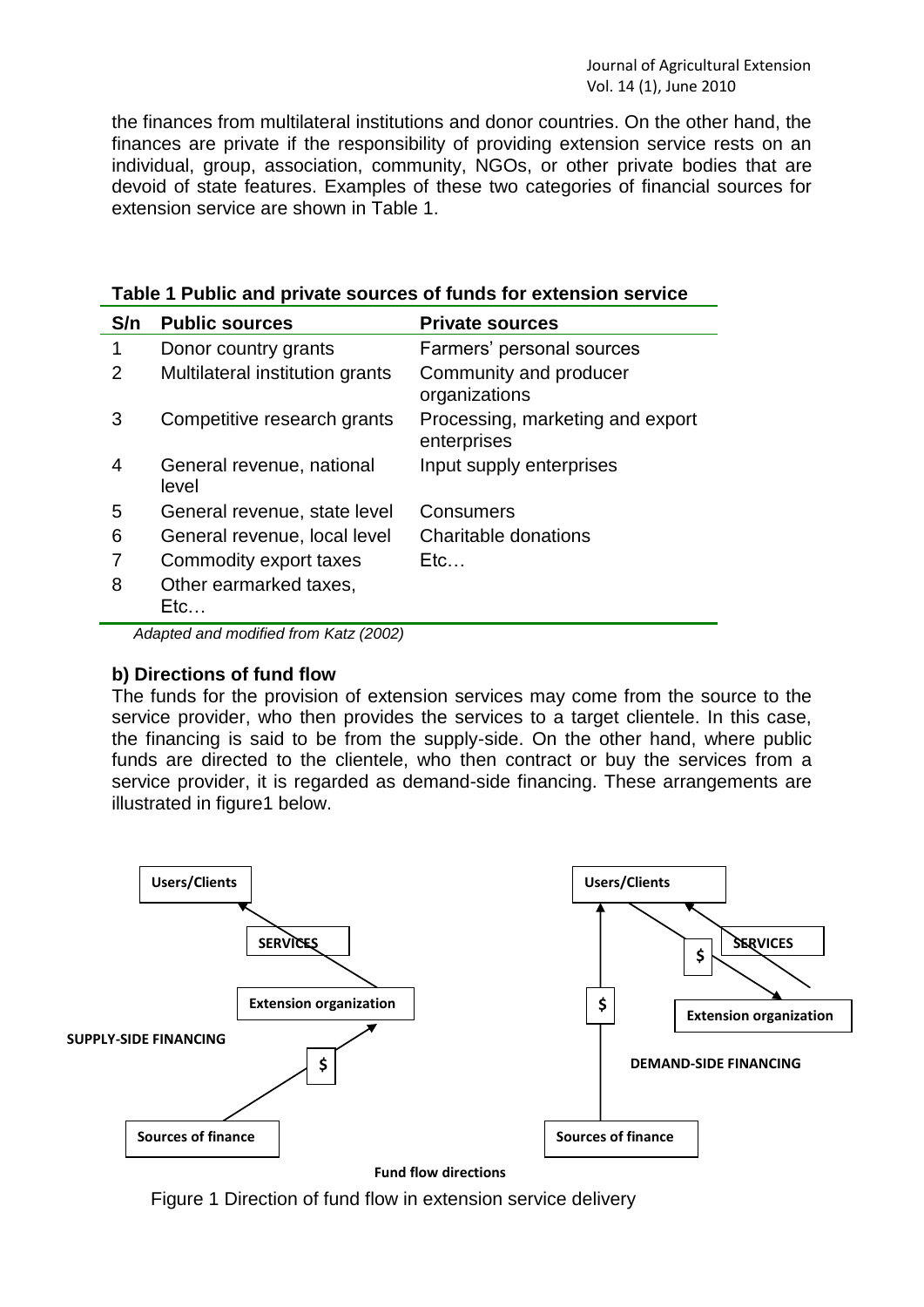the finances from multilateral institutions and donor countries. On the other hand, the finances are private if the responsibility of providing extension service rests on an individual, group, association, community, NGOs, or other private bodies that are devoid of state features. Examples of these two categories of financial sources for extension service are shown in Table 1.

**Table 1 Public and private sources of funds for extension service**

| S/n | Public sources | Private sources |
|---|---|---|
| 1 | Donor country grants | Farmers' personal sources |
| 2 | Multilateral institution grants | Community and producer organizations |
| 3 | Competitive research grants | Processing, marketing and export enterprises |
| 4 | General revenue, national level | Input supply enterprises |
| 5 | General revenue, state level | Consumers |
| 6 | General revenue, local level | Charitable donations |
| 7 | Commodity export taxes | Etc… |
| 8 | Other earmarked taxes, Etc… | |

*Adapted and modified from Katz (2002)*

**b) Directions of fund flow**

The funds for the provision of extension services may come from the source to the service provider, who then provides the services to a target clientele. In this case, the financing is said to be from the supply-side. On the other hand, where public funds are directed to the clientele, who then contract or buy the services from a service provider, it is regarded as demand-side financing. These arrangements are illustrated in figure1 below.

Users/Clients

SERVICES

Extension organization

SUPPLY-SIDE FINANCING

$

Sources of finance

Users/Clients

$

SERVICES

$

Extension organization

DEMAND-SIDE FINANCING

Sources of finance

**Fund flow directions**

Figure 1 Direction of fund flow in extension service delivery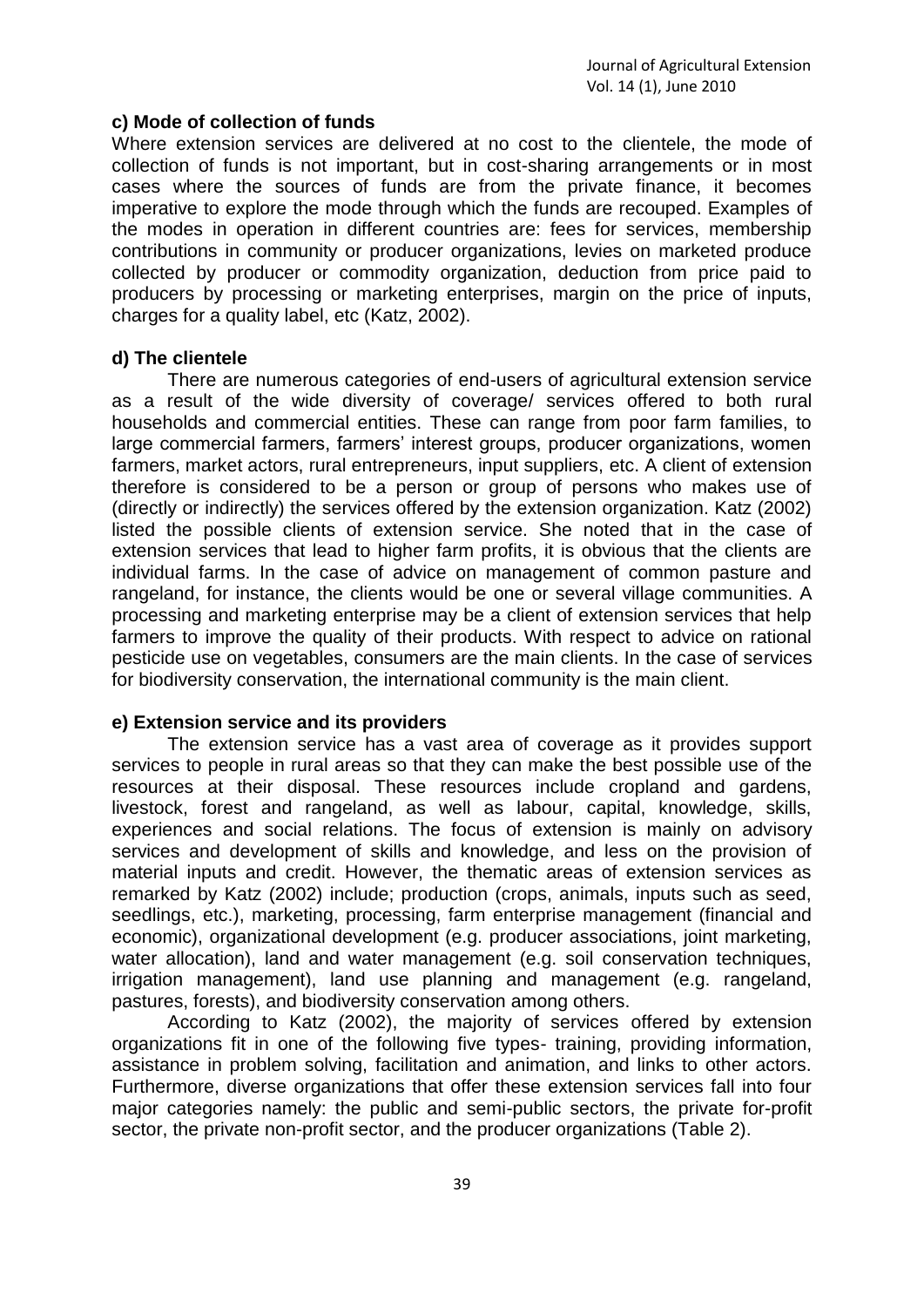**c) Mode of collection of funds**

Where extension services are delivered at no cost to the clientele, the mode of collection of funds is not important, but in cost-sharing arrangements or in most cases where the sources of funds are from the private finance, it becomes imperative to explore the mode through which the funds are recouped. Examples of the modes in operation in different countries are: fees for services, membership contributions in community or producer organizations, levies on marketed produce collected by producer or commodity organization, deduction from price paid to producers by processing or marketing enterprises, margin on the price of inputs, charges for a quality label, etc (Katz, 2002).

**d) The clientele**

There are numerous categories of end-users of agricultural extension service as a result of the wide diversity of coverage/ services offered to both rural households and commercial entities. These can range from poor farm families, to large commercial farmers, farmers' interest groups, producer organizations, women farmers, market actors, rural entrepreneurs, input suppliers, etc. A client of extension therefore is considered to be a person or group of persons who makes use of (directly or indirectly) the services offered by the extension organization. Katz (2002) listed the possible clients of extension service. She noted that in the case of extension services that lead to higher farm profits, it is obvious that the clients are individual farms. In the case of advice on management of common pasture and rangeland, for instance, the clients would be one or several village communities. A processing and marketing enterprise may be a client of extension services that help farmers to improve the quality of their products. With respect to advice on rational pesticide use on vegetables, consumers are the main clients. In the case of services for biodiversity conservation, the international community is the main client.

**e) Extension service and its providers**

The extension service has a vast area of coverage as it provides support services to people in rural areas so that they can make the best possible use of the resources at their disposal. These resources include cropland and gardens, livestock, forest and rangeland, as well as labour, capital, knowledge, skills, experiences and social relations. The focus of extension is mainly on advisory services and development of skills and knowledge, and less on the provision of material inputs and credit. However, the thematic areas of extension services as remarked by Katz (2002) include; production (crops, animals, inputs such as seed, seedlings, etc.), marketing, processing, farm enterprise management (financial and economic), organizational development (e.g. producer associations, joint marketing, water allocation), land and water management (e.g. soil conservation techniques, irrigation management), land use planning and management (e.g. rangeland, pastures, forests), and biodiversity conservation among others.

According to Katz (2002), the majority of services offered by extension organizations fit in one of the following five types- training, providing information, assistance in problem solving, facilitation and animation, and links to other actors. Furthermore, diverse organizations that offer these extension services fall into four major categories namely: the public and semi-public sectors, the private for-profit sector, the private non-profit sector, and the producer organizations (Table 2).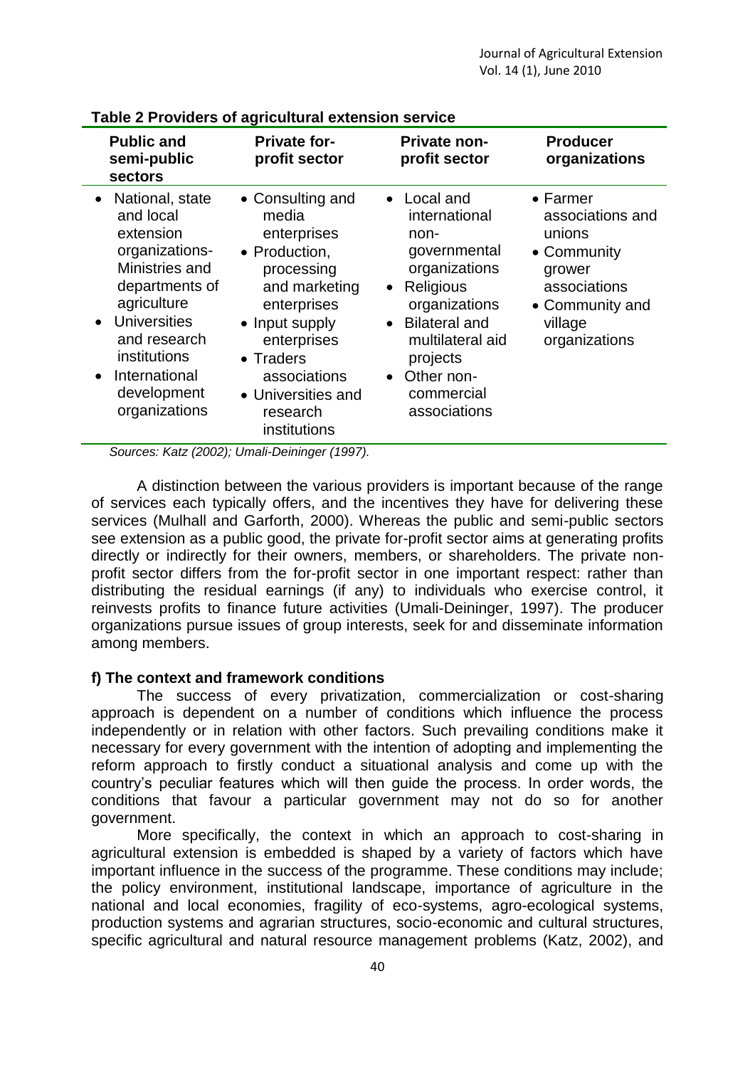**Table 2 Providers of agricultural extension service**

| Public and semi-public sectors | Private for-profit sector | Private non-profit sector | Producer organizations |
|---|---|---|---|
| • National, state and local extension organizations-Ministries and departments of agriculture<br>• Universities and research institutions<br>• International development organizations | • Consulting and media enterprises<br>• Production, processing and marketing enterprises<br>• Input supply enterprises<br>• Traders associations<br>• Universities and research institutions | • Local and international non-governmental organizations<br>• Religious organizations<br>• Bilateral and multilateral aid projects<br>• Other non-commercial associations | • Farmer associations and unions<br>• Community grower associations<br>• Community and village organizations |

*Sources: Katz (2002); Umali-Deininger (1997).*

A distinction between the various providers is important because of the range of services each typically offers, and the incentives they have for delivering these services (Mulhall and Garforth, 2000). Whereas the public and semi-public sectors see extension as a public good, the private for-profit sector aims at generating profits directly or indirectly for their owners, members, or shareholders. The private non-profit sector differs from the for-profit sector in one important respect: rather than distributing the residual earnings (if any) to individuals who exercise control, it reinvests profits to finance future activities (Umali-Deininger, 1997). The producer organizations pursue issues of group interests, seek for and disseminate information among members.

**f) The context and framework conditions**

The success of every privatization, commercialization or cost-sharing approach is dependent on a number of conditions which influence the process independently or in relation with other factors. Such prevailing conditions make it necessary for every government with the intention of adopting and implementing the reform approach to firstly conduct a situational analysis and come up with the country's peculiar features which will then guide the process. In order words, the conditions that favour a particular government may not do so for another government.

More specifically, the context in which an approach to cost-sharing in agricultural extension is embedded is shaped by a variety of factors which have important influence in the success of the programme. These conditions may include; the policy environment, institutional landscape, importance of agriculture in the national and local economies, fragility of eco-systems, agro-ecological systems, production systems and agrarian structures, socio-economic and cultural structures, specific agricultural and natural resource management problems (Katz, 2002), and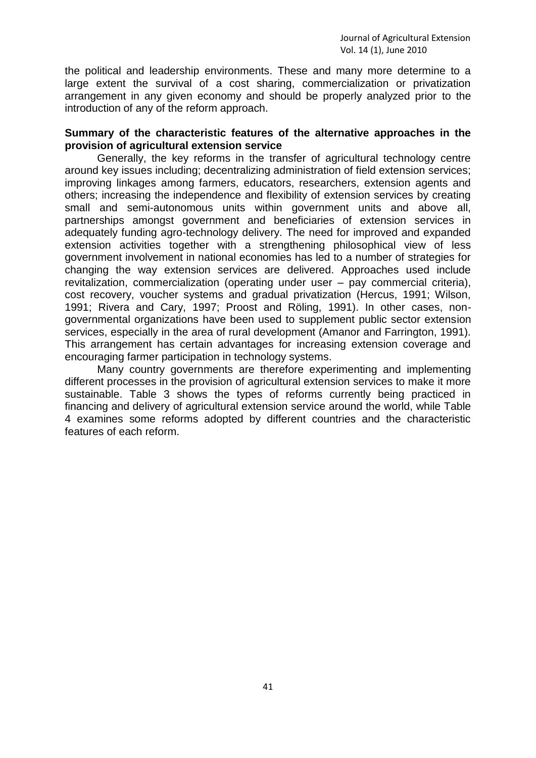the political and leadership environments. These and many more determine to a large extent the survival of a cost sharing, commercialization or privatization arrangement in any given economy and should be properly analyzed prior to the introduction of any of the reform approach.

**Summary of the characteristic features of the alternative approaches in the provision of agricultural extension service**

Generally, the key reforms in the transfer of agricultural technology centre around key issues including; decentralizing administration of field extension services; improving linkages among farmers, educators, researchers, extension agents and others; increasing the independence and flexibility of extension services by creating small and semi-autonomous units within government units and above all, partnerships amongst government and beneficiaries of extension services in adequately funding agro-technology delivery. The need for improved and expanded extension activities together with a strengthening philosophical view of less government involvement in national economies has led to a number of strategies for changing the way extension services are delivered. Approaches used include revitalization, commercialization (operating under user – pay commercial criteria), cost recovery, voucher systems and gradual privatization (Hercus, 1991; Wilson, 1991; Rivera and Cary, 1997; Proost and Röling, 1991). In other cases, non-governmental organizations have been used to supplement public sector extension services, especially in the area of rural development (Amanor and Farrington, 1991). This arrangement has certain advantages for increasing extension coverage and encouraging farmer participation in technology systems.

Many country governments are therefore experimenting and implementing different processes in the provision of agricultural extension services to make it more sustainable. Table 3 shows the types of reforms currently being practiced in financing and delivery of agricultural extension service around the world, while Table 4 examines some reforms adopted by different countries and the characteristic features of each reform.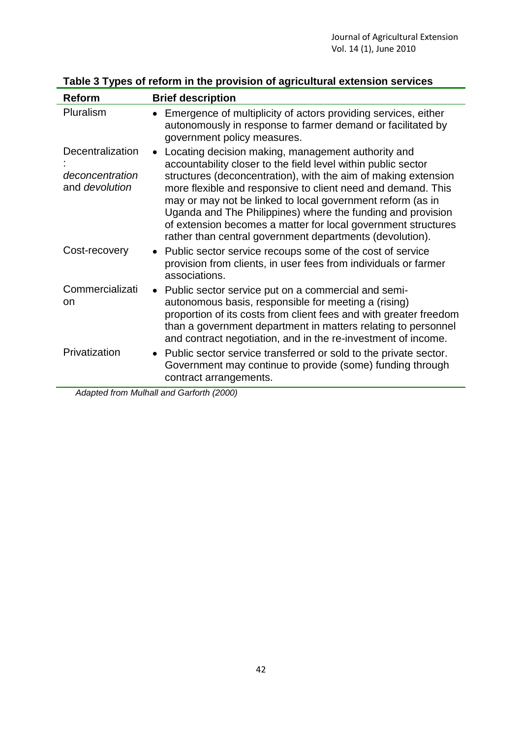**Table 3 Types of reform in the provision of agricultural extension services**

| Reform | Brief description |
|---|---|
| Pluralism | • Emergence of multiplicity of actors providing services, either autonomously in response to farmer demand or facilitated by government policy measures. |
| Decentralization: *deconcentration* and *devolution* | • Locating decision making, management authority and accountability closer to the field level within public sector structures (deconcentration), with the aim of making extension more flexible and responsive to client need and demand. This may or may not be linked to local government reform (as in Uganda and The Philippines) where the funding and provision of extension becomes a matter for local government structures rather than central government departments (devolution). |
| Cost-recovery | • Public sector service recoups some of the cost of service provision from clients, in user fees from individuals or farmer associations. |
| Commercialization | • Public sector service put on a commercial and semi-autonomous basis, responsible for meeting a (rising) proportion of its costs from client fees and with greater freedom than a government department in matters relating to personnel and contract negotiation, and in the re-investment of income. |
| Privatization | • Public sector service transferred or sold to the private sector. Government may continue to provide (some) funding through contract arrangements. |

*Adapted from Mulhall and Garforth (2000)*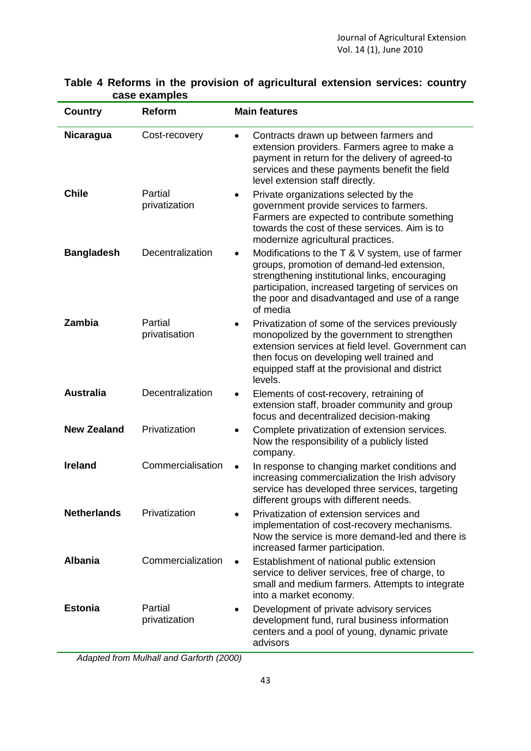**Table 4 Reforms in the provision of agricultural extension services: country case examples**

| Country | Reform | Main features |
|---|---|---|
| **Nicaragua** | Cost-recovery | • Contracts drawn up between farmers and extension providers. Farmers agree to make a payment in return for the delivery of agreed-to services and these payments benefit the field level extension staff directly. |
| **Chile** | Partial privatization | • Private organizations selected by the government provide services to farmers. Farmers are expected to contribute something towards the cost of these services. Aim is to modernize agricultural practices. |
| **Bangladesh** | Decentralization | • Modifications to the T & V system, use of farmer groups, promotion of demand-led extension, strengthening institutional links, encouraging participation, increased targeting of services on the poor and disadvantaged and use of a range of media |
| **Zambia** | Partial privatisation | • Privatization of some of the services previously monopolized by the government to strengthen extension services at field level. Government can then focus on developing well trained and equipped staff at the provisional and district levels. |
| **Australia** | Decentralization | • Elements of cost-recovery, retraining of extension staff, broader community and group focus and decentralized decision-making |
| **New Zealand** | Privatization | • Complete privatization of extension services. Now the responsibility of a publicly listed company. |
| **Ireland** | Commercialisation | • In response to changing market conditions and increasing commercialization the Irish advisory service has developed three services, targeting different groups with different needs. |
| **Netherlands** | Privatization | • Privatization of extension services and implementation of cost-recovery mechanisms. Now the service is more demand-led and there is increased farmer participation. |
| **Albania** | Commercialization | • Establishment of national public extension service to deliver services, free of charge, to small and medium farmers. Attempts to integrate into a market economy. |
| **Estonia** | Partial privatization | • Development of private advisory services development fund, rural business information centers and a pool of young, dynamic private advisors |

*Adapted from Mulhall and Garforth (2000)*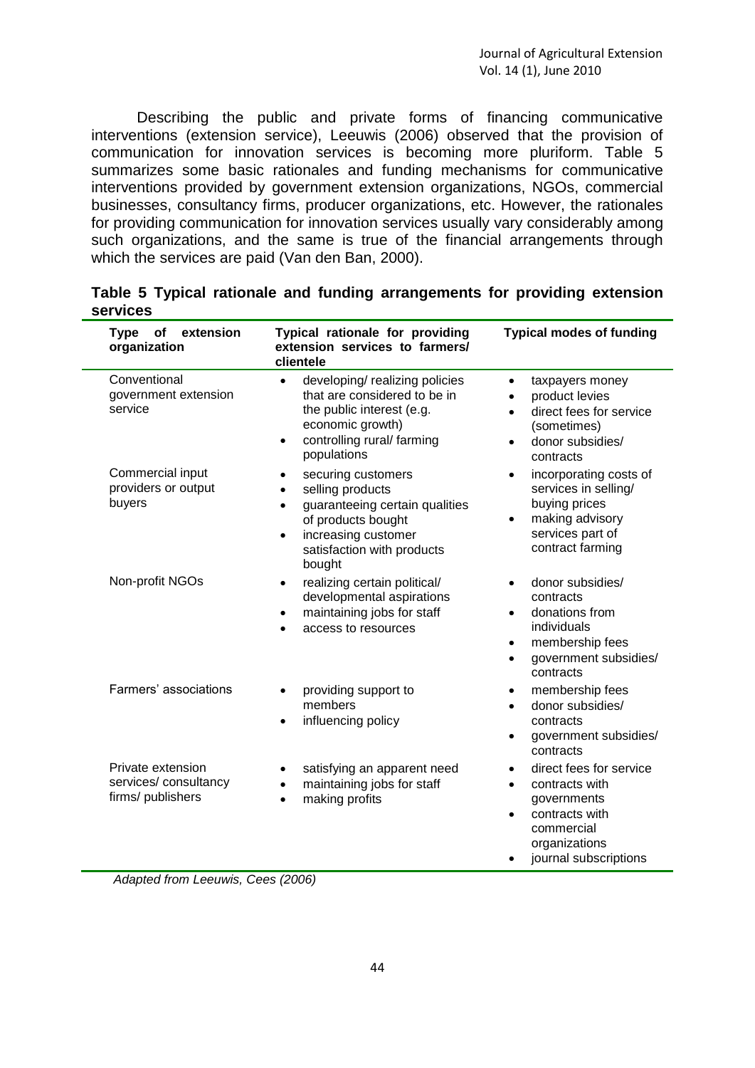Describing the public and private forms of financing communicative interventions (extension service), Leeuwis (2006) observed that the provision of communication for innovation services is becoming more pluriform. Table 5 summarizes some basic rationales and funding mechanisms for communicative interventions provided by government extension organizations, NGOs, commercial businesses, consultancy firms, producer organizations, etc. However, the rationales for providing communication for innovation services usually vary considerably among such organizations, and the same is true of the financial arrangements through which the services are paid (Van den Ban, 2000).

**Table 5 Typical rationale and funding arrangements for providing extension services**

| Type of extension organization | Typical rationale for providing extension services to farmers/ clientele | Typical modes of funding |
|---|---|---|
| Conventional government extension service | • developing/ realizing policies that are considered to be in the public interest (e.g. economic growth)<br>• controlling rural/ farming populations | • taxpayers money<br>• product levies<br>• direct fees for service (sometimes)<br>• donor subsidies/ contracts |
| Commercial input providers or output buyers | • securing customers<br>• selling products<br>• guaranteeing certain qualities of products bought<br>• increasing customer satisfaction with products bought | • incorporating costs of services in selling/ buying prices<br>• making advisory services part of contract farming |
| Non-profit NGOs | • realizing certain political/ developmental aspirations<br>• maintaining jobs for staff<br>• access to resources | • donor subsidies/ contracts<br>• donations from individuals<br>• membership fees<br>• government subsidies/ contracts |
| Farmers' associations | • providing support to members<br>• influencing policy | • membership fees<br>• donor subsidies/ contracts<br>• government subsidies/ contracts |
| Private extension services/ consultancy firms/ publishers | • satisfying an apparent need<br>• maintaining jobs for staff<br>• making profits | • direct fees for service<br>• contracts with governments<br>• contracts with commercial organizations<br>• journal subscriptions |

*Adapted from Leeuwis, Cees (2006)*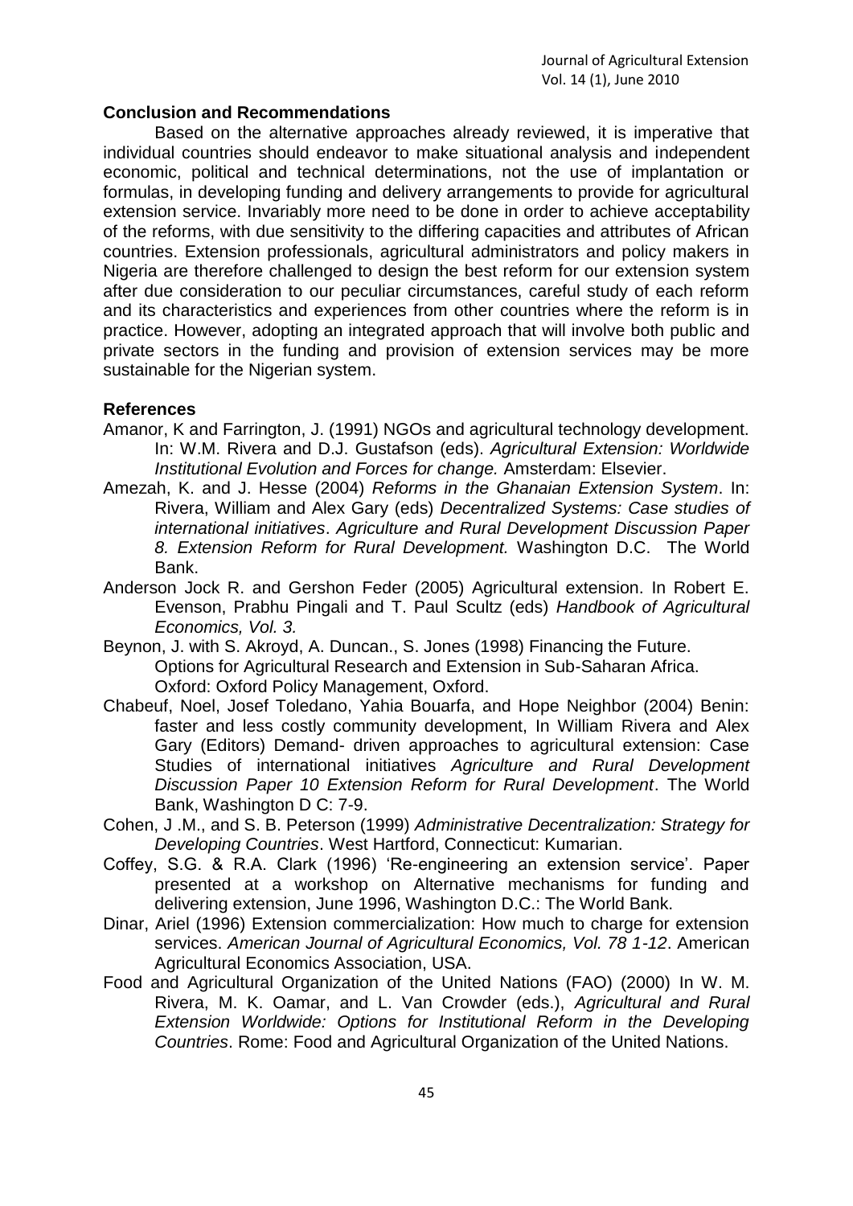## Conclusion and Recommendations

Based on the alternative approaches already reviewed, it is imperative that individual countries should endeavor to make situational analysis and independent economic, political and technical determinations, not the use of implantation or formulas, in developing funding and delivery arrangements to provide for agricultural extension service. Invariably more need to be done in order to achieve acceptability of the reforms, with due sensitivity to the differing capacities and attributes of African countries. Extension professionals, agricultural administrators and policy makers in Nigeria are therefore challenged to design the best reform for our extension system after due consideration to our peculiar circumstances, careful study of each reform and its characteristics and experiences from other countries where the reform is in practice. However, adopting an integrated approach that will involve both public and private sectors in the funding and provision of extension services may be more sustainable for the Nigerian system.

## References

Amanor, K and Farrington, J. (1991) NGOs and agricultural technology development. In: W.M. Rivera and D.J. Gustafson (eds). *Agricultural Extension: Worldwide Institutional Evolution and Forces for change.* Amsterdam: Elsevier.

Amezah, K. and J. Hesse (2004) *Reforms in the Ghanaian Extension System*. In: Rivera, William and Alex Gary (eds) *Decentralized Systems: Case studies of international initiatives*. *Agriculture and Rural Development Discussion Paper 8. Extension Reform for Rural Development.* Washington D.C. The World Bank.

Anderson Jock R. and Gershon Feder (2005) Agricultural extension. In Robert E. Evenson, Prabhu Pingali and T. Paul Scultz (eds) *Handbook of Agricultural Economics, Vol. 3.*

Beynon, J. with S. Akroyd, A. Duncan., S. Jones (1998) Financing the Future. Options for Agricultural Research and Extension in Sub-Saharan Africa. Oxford: Oxford Policy Management, Oxford.

Chabeuf, Noel, Josef Toledano, Yahia Bouarfa, and Hope Neighbor (2004) Benin: faster and less costly community development, In William Rivera and Alex Gary (Editors) Demand- driven approaches to agricultural extension: Case Studies of international initiatives *Agriculture and Rural Development Discussion Paper 10 Extension Reform for Rural Development*. The World Bank, Washington D C: 7-9.

Cohen, J .M., and S. B. Peterson (1999) *Administrative Decentralization: Strategy for Developing Countries*. West Hartford, Connecticut: Kumarian.

Coffey, S.G. & R.A. Clark (1996) 'Re-engineering an extension service'. Paper presented at a workshop on Alternative mechanisms for funding and delivering extension, June 1996, Washington D.C.: The World Bank.

Dinar, Ariel (1996) Extension commercialization: How much to charge for extension services. *American Journal of Agricultural Economics, Vol. 78 1-12*. American Agricultural Economics Association, USA.

Food and Agricultural Organization of the United Nations (FAO) (2000) In W. M. Rivera, M. K. Oamar, and L. Van Crowder (eds.), *Agricultural and Rural Extension Worldwide: Options for Institutional Reform in the Developing Countries*. Rome: Food and Agricultural Organization of the United Nations.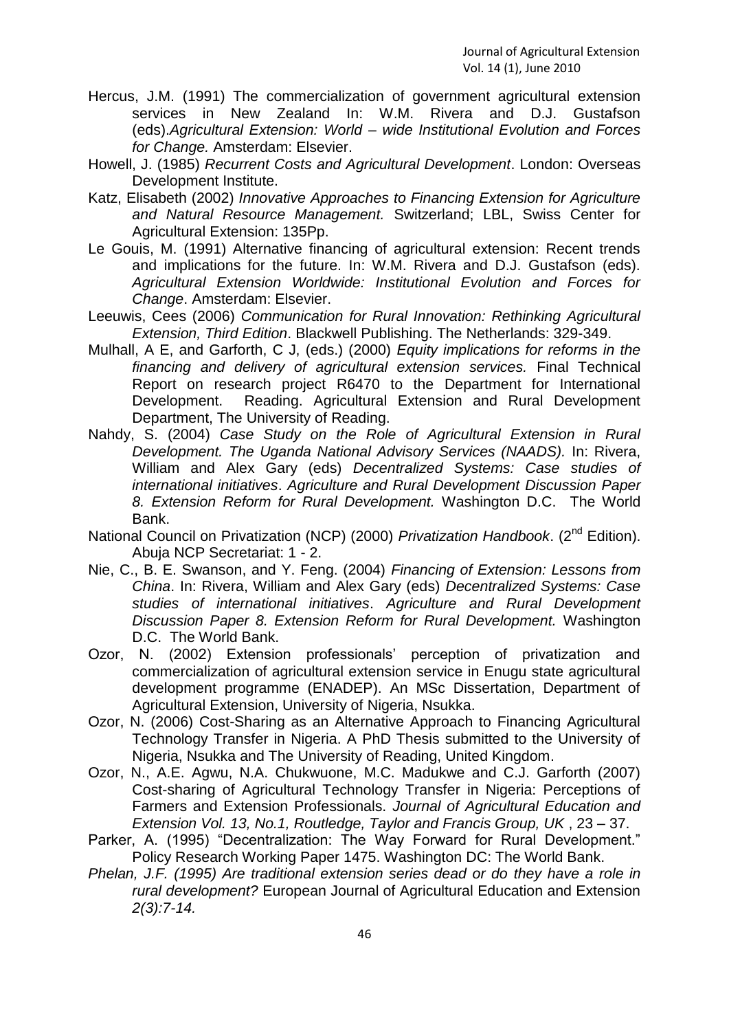Hercus, J.M. (1991) The commercialization of government agricultural extension services in New Zealand In: W.M. Rivera and D.J. Gustafson (eds).*Agricultural Extension: World – wide Institutional Evolution and Forces for Change.* Amsterdam: Elsevier.

Howell, J. (1985) *Recurrent Costs and Agricultural Development*. London: Overseas Development Institute.

Katz, Elisabeth (2002) *Innovative Approaches to Financing Extension for Agriculture and Natural Resource Management.* Switzerland; LBL, Swiss Center for Agricultural Extension: 135Pp.

Le Gouis, M. (1991) Alternative financing of agricultural extension: Recent trends and implications for the future. In: W.M. Rivera and D.J. Gustafson (eds). *Agricultural Extension Worldwide: Institutional Evolution and Forces for Change*. Amsterdam: Elsevier.

Leeuwis, Cees (2006) *Communication for Rural Innovation: Rethinking Agricultural Extension, Third Edition*. Blackwell Publishing. The Netherlands: 329-349.

Mulhall, A E, and Garforth, C J, (eds.) (2000) *Equity implications for reforms in the financing and delivery of agricultural extension services.* Final Technical Report on research project R6470 to the Department for International Development. Reading. Agricultural Extension and Rural Development Department, The University of Reading.

Nahdy, S. (2004) *Case Study on the Role of Agricultural Extension in Rural Development. The Uganda National Advisory Services (NAADS).* In: Rivera, William and Alex Gary (eds) *Decentralized Systems: Case studies of international initiatives*. *Agriculture and Rural Development Discussion Paper 8. Extension Reform for Rural Development.* Washington D.C. The World Bank.

National Council on Privatization (NCP) (2000) *Privatization Handbook*. (2nd Edition). Abuja NCP Secretariat: 1 - 2.

Nie, C., B. E. Swanson, and Y. Feng. (2004) *Financing of Extension: Lessons from China*. In: Rivera, William and Alex Gary (eds) *Decentralized Systems: Case studies of international initiatives*. *Agriculture and Rural Development Discussion Paper 8. Extension Reform for Rural Development.* Washington D.C. The World Bank.

Ozor, N. (2002) Extension professionals' perception of privatization and commercialization of agricultural extension service in Enugu state agricultural development programme (ENADEP). An MSc Dissertation, Department of Agricultural Extension, University of Nigeria, Nsukka.

Ozor, N. (2006) Cost-Sharing as an Alternative Approach to Financing Agricultural Technology Transfer in Nigeria. A PhD Thesis submitted to the University of Nigeria, Nsukka and The University of Reading, United Kingdom.

Ozor, N., A.E. Agwu, N.A. Chukwuone, M.C. Madukwe and C.J. Garforth (2007) Cost-sharing of Agricultural Technology Transfer in Nigeria: Perceptions of Farmers and Extension Professionals. *Journal of Agricultural Education and Extension Vol. 13, No.1, Routledge, Taylor and Francis Group, UK* , 23 – 37.

Parker, A. (1995) "Decentralization: The Way Forward for Rural Development." Policy Research Working Paper 1475. Washington DC: The World Bank.

*Phelan, J.F. (1995) Are traditional extension series dead or do they have a role in rural development?* European Journal of Agricultural Education and Extension *2(3):7-14.*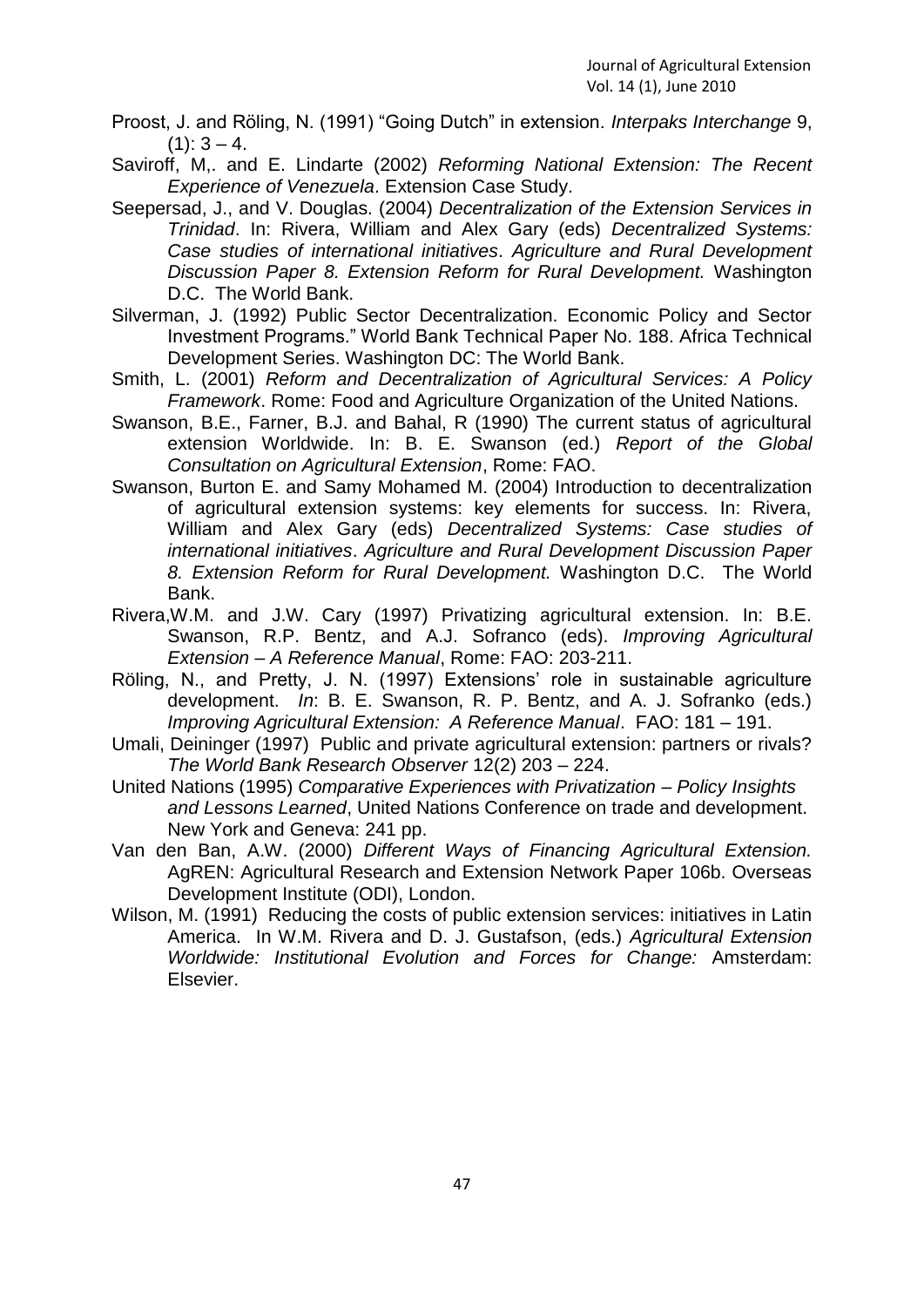Proost, J. and Röling, N. (1991) "Going Dutch" in extension. *Interpaks Interchange* 9, (1): 3 – 4.

Saviroff, M,. and E. Lindarte (2002) *Reforming National Extension: The Recent Experience of Venezuela*. Extension Case Study.

Seepersad, J., and V. Douglas. (2004) *Decentralization of the Extension Services in Trinidad*. In: Rivera, William and Alex Gary (eds) *Decentralized Systems: Case studies of international initiatives*. *Agriculture and Rural Development Discussion Paper 8. Extension Reform for Rural Development.* Washington D.C. The World Bank.

Silverman, J. (1992) Public Sector Decentralization. Economic Policy and Sector Investment Programs." World Bank Technical Paper No. 188. Africa Technical Development Series. Washington DC: The World Bank.

Smith, L. (2001) *Reform and Decentralization of Agricultural Services: A Policy Framework*. Rome: Food and Agriculture Organization of the United Nations.

Swanson, B.E., Farner, B.J. and Bahal, R (1990) The current status of agricultural extension Worldwide. In: B. E. Swanson (ed.) *Report of the Global Consultation on Agricultural Extension*, Rome: FAO.

Swanson, Burton E. and Samy Mohamed M. (2004) Introduction to decentralization of agricultural extension systems: key elements for success. In: Rivera, William and Alex Gary (eds) *Decentralized Systems: Case studies of international initiatives*. *Agriculture and Rural Development Discussion Paper 8. Extension Reform for Rural Development.* Washington D.C. The World Bank.

Rivera,W.M. and J.W. Cary (1997) Privatizing agricultural extension. In: B.E. Swanson, R.P. Bentz, and A.J. Sofranco (eds). *Improving Agricultural Extension – A Reference Manual*, Rome: FAO: 203-211.

Röling, N., and Pretty, J. N. (1997) Extensions' role in sustainable agriculture development. *In*: B. E. Swanson, R. P. Bentz, and A. J. Sofranko (eds.) *Improving Agricultural Extension: A Reference Manual*. FAO: 181 – 191.

Umali, Deininger (1997) Public and private agricultural extension: partners or rivals? *The World Bank Research Observer* 12(2) 203 – 224.

United Nations (1995) *Comparative Experiences with Privatization – Policy Insights and Lessons Learned*, United Nations Conference on trade and development. New York and Geneva: 241 pp.

Van den Ban, A.W. (2000) *Different Ways of Financing Agricultural Extension.* AgREN: Agricultural Research and Extension Network Paper 106b. Overseas Development Institute (ODI), London.

Wilson, M. (1991) Reducing the costs of public extension services: initiatives in Latin America. In W.M. Rivera and D. J. Gustafson, (eds.) *Agricultural Extension Worldwide: Institutional Evolution and Forces for Change:* Amsterdam: Elsevier.